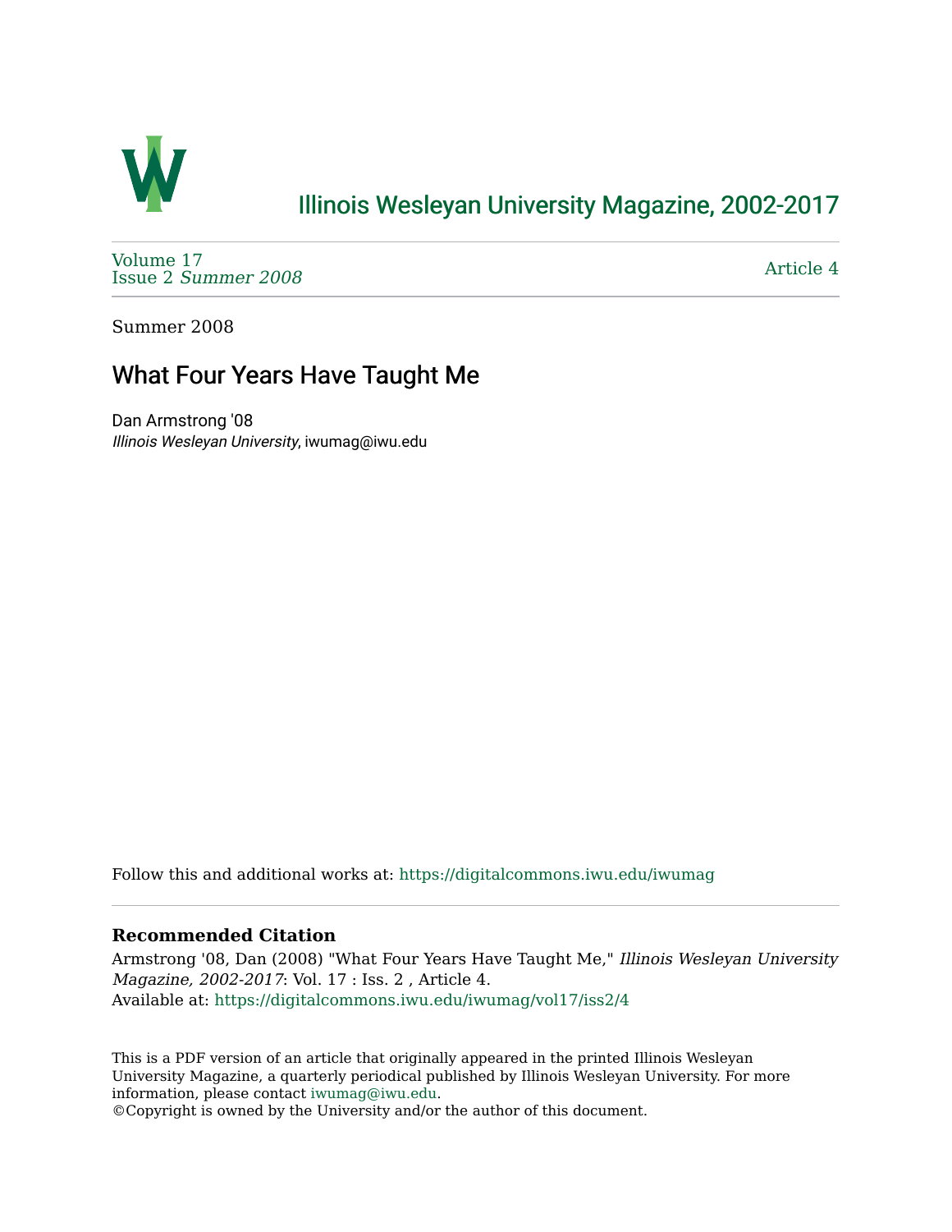# Illinois Wesleyan University Magazine, 2002-2017

Volume 17
Issue 2 *Summer 2008*

Article 4

Summer 2008

## What Four Years Have Taught Me

Dan Armstrong '08
*Illinois Wesleyan University*, iwumag@iwu.edu

Follow this and additional works at: https://digitalcommons.iwu.edu/iwumag

**Recommended Citation**

Armstrong '08, Dan (2008) "What Four Years Have Taught Me," *Illinois Wesleyan University Magazine, 2002-2017*: Vol. 17 : Iss. 2 , Article 4.
Available at: https://digitalcommons.iwu.edu/iwumag/vol17/iss2/4

This is a PDF version of an article that originally appeared in the printed Illinois Wesleyan University Magazine, a quarterly periodical published by Illinois Wesleyan University. For more information, please contact iwumag@iwu.edu.
©Copyright is owned by the University and/or the author of this document.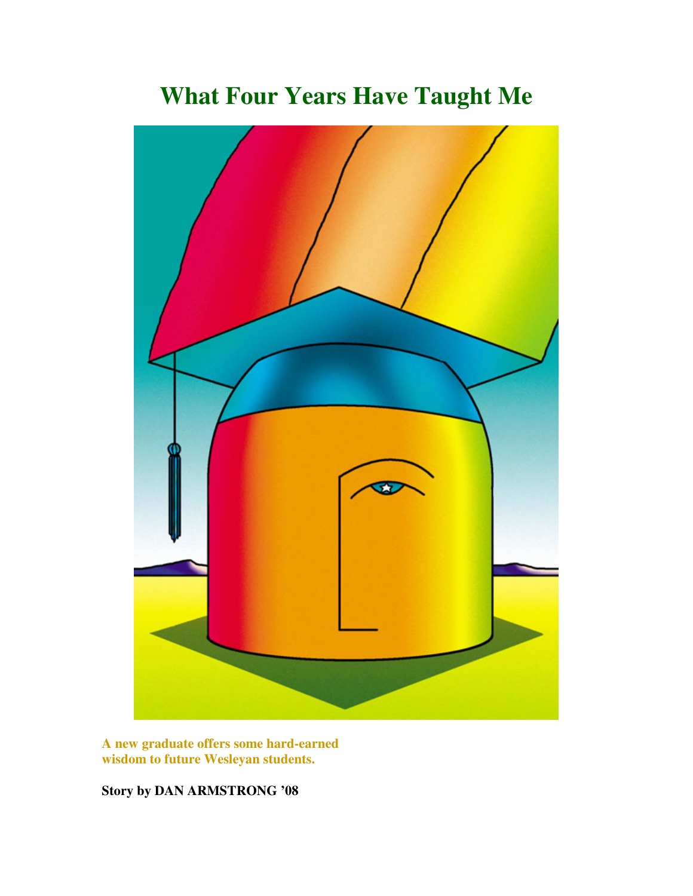# What Four Years Have Taught Me

**A new graduate offers some hard-earned wisdom to future Wesleyan students.**

**Story by DAN ARMSTRONG '08**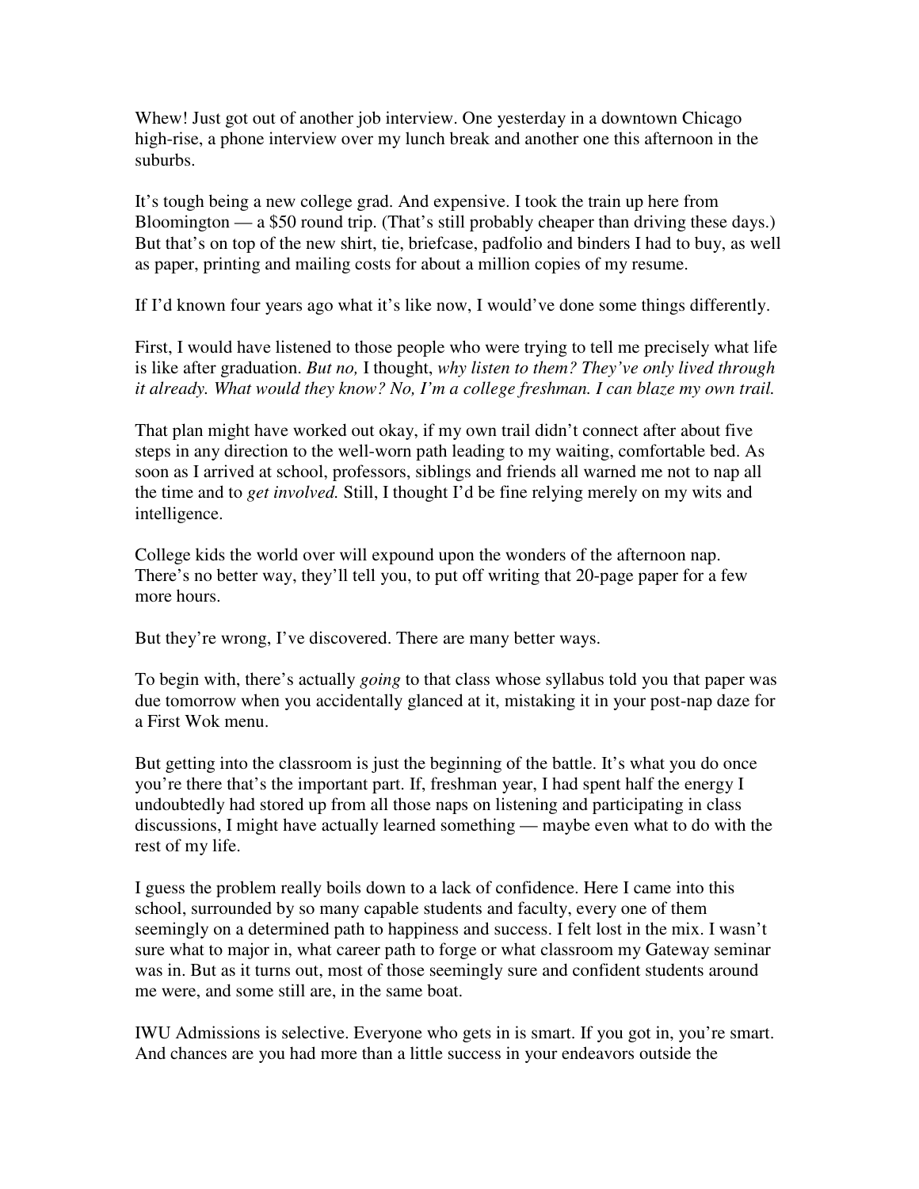Whew! Just got out of another job interview. One yesterday in a downtown Chicago high-rise, a phone interview over my lunch break and another one this afternoon in the suburbs.

It's tough being a new college grad. And expensive. I took the train up here from Bloomington — a $50 round trip. (That's still probably cheaper than driving these days.) But that's on top of the new shirt, tie, briefcase, padfolio and binders I had to buy, as well as paper, printing and mailing costs for about a million copies of my resume.

If I'd known four years ago what it's like now, I would've done some things differently.

First, I would have listened to those people who were trying to tell me precisely what life is like after graduation. *But no,* I thought, *why listen to them? They've only lived through it already. What would they know? No, I'm a college freshman. I can blaze my own trail.*

That plan might have worked out okay, if my own trail didn't connect after about five steps in any direction to the well-worn path leading to my waiting, comfortable bed. As soon as I arrived at school, professors, siblings and friends all warned me not to nap all the time and to *get involved.* Still, I thought I'd be fine relying merely on my wits and intelligence.

College kids the world over will expound upon the wonders of the afternoon nap. There's no better way, they'll tell you, to put off writing that 20-page paper for a few more hours.

But they're wrong, I've discovered. There are many better ways.

To begin with, there's actually *going* to that class whose syllabus told you that paper was due tomorrow when you accidentally glanced at it, mistaking it in your post-nap daze for a First Wok menu.

But getting into the classroom is just the beginning of the battle. It's what you do once you're there that's the important part. If, freshman year, I had spent half the energy I undoubtedly had stored up from all those naps on listening and participating in class discussions, I might have actually learned something — maybe even what to do with the rest of my life.

I guess the problem really boils down to a lack of confidence. Here I came into this school, surrounded by so many capable students and faculty, every one of them seemingly on a determined path to happiness and success. I felt lost in the mix. I wasn't sure what to major in, what career path to forge or what classroom my Gateway seminar was in. But as it turns out, most of those seemingly sure and confident students around me were, and some still are, in the same boat.

IWU Admissions is selective. Everyone who gets in is smart. If you got in, you're smart. And chances are you had more than a little success in your endeavors outside the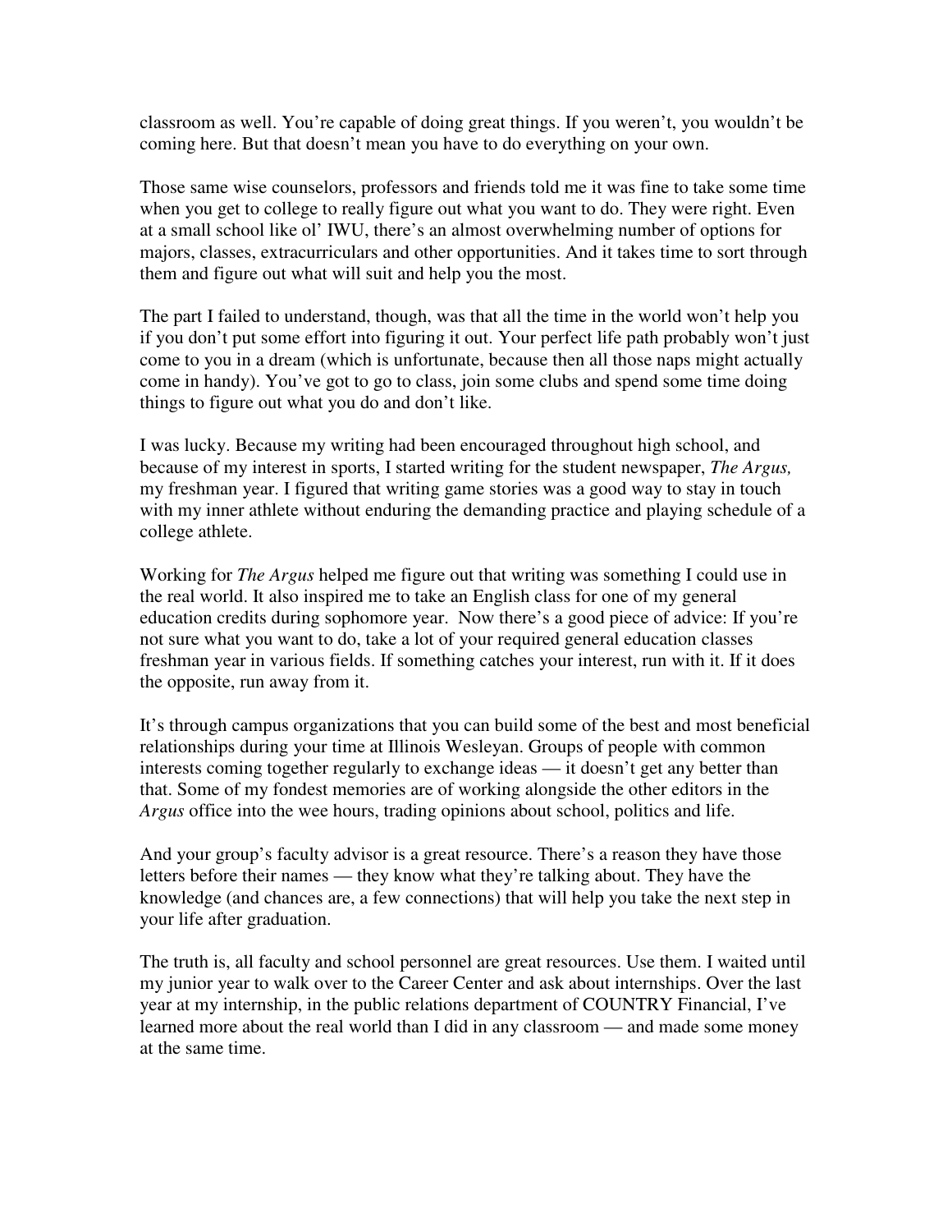classroom as well. You're capable of doing great things. If you weren't, you wouldn't be coming here. But that doesn't mean you have to do everything on your own.

Those same wise counselors, professors and friends told me it was fine to take some time when you get to college to really figure out what you want to do. They were right. Even at a small school like ol' IWU, there's an almost overwhelming number of options for majors, classes, extracurriculars and other opportunities. And it takes time to sort through them and figure out what will suit and help you the most.

The part I failed to understand, though, was that all the time in the world won't help you if you don't put some effort into figuring it out. Your perfect life path probably won't just come to you in a dream (which is unfortunate, because then all those naps might actually come in handy). You've got to go to class, join some clubs and spend some time doing things to figure out what you do and don't like.

I was lucky. Because my writing had been encouraged throughout high school, and because of my interest in sports, I started writing for the student newspaper, *The Argus,* my freshman year. I figured that writing game stories was a good way to stay in touch with my inner athlete without enduring the demanding practice and playing schedule of a college athlete.

Working for *The Argus* helped me figure out that writing was something I could use in the real world. It also inspired me to take an English class for one of my general education credits during sophomore year. Now there's a good piece of advice: If you're not sure what you want to do, take a lot of your required general education classes freshman year in various fields. If something catches your interest, run with it. If it does the opposite, run away from it.

It's through campus organizations that you can build some of the best and most beneficial relationships during your time at Illinois Wesleyan. Groups of people with common interests coming together regularly to exchange ideas — it doesn't get any better than that. Some of my fondest memories are of working alongside the other editors in the *Argus* office into the wee hours, trading opinions about school, politics and life.

And your group's faculty advisor is a great resource. There's a reason they have those letters before their names — they know what they're talking about. They have the knowledge (and chances are, a few connections) that will help you take the next step in your life after graduation.

The truth is, all faculty and school personnel are great resources. Use them. I waited until my junior year to walk over to the Career Center and ask about internships. Over the last year at my internship, in the public relations department of COUNTRY Financial, I've learned more about the real world than I did in any classroom — and made some money at the same time.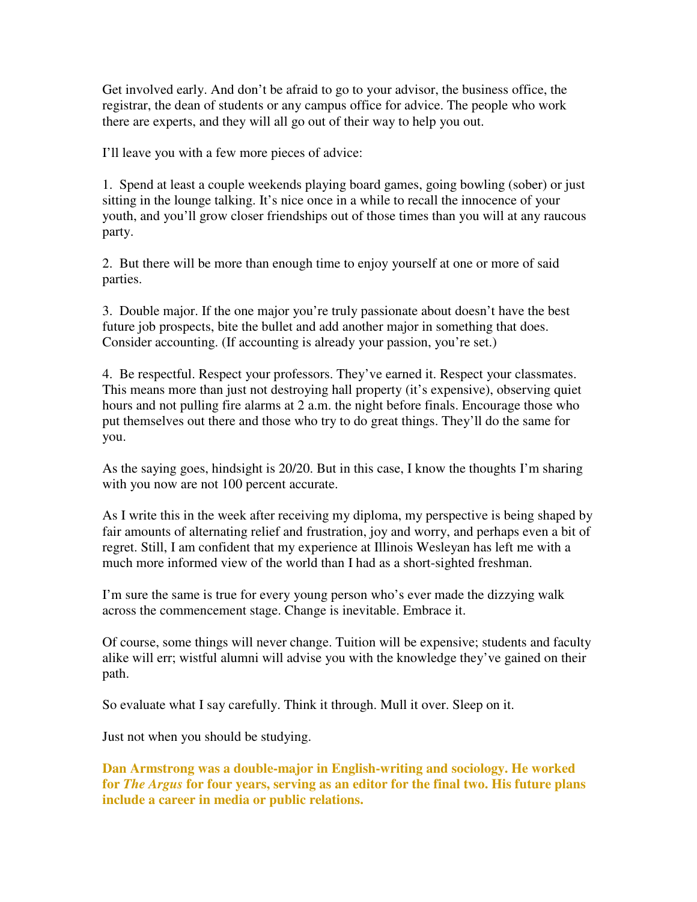Get involved early. And don't be afraid to go to your advisor, the business office, the registrar, the dean of students or any campus office for advice. The people who work there are experts, and they will all go out of their way to help you out.

I'll leave you with a few more pieces of advice:

1. Spend at least a couple weekends playing board games, going bowling (sober) or just sitting in the lounge talking. It's nice once in a while to recall the innocence of your youth, and you'll grow closer friendships out of those times than you will at any raucous party.

2. But there will be more than enough time to enjoy yourself at one or more of said parties.

3. Double major. If the one major you're truly passionate about doesn't have the best future job prospects, bite the bullet and add another major in something that does. Consider accounting. (If accounting is already your passion, you're set.)

4. Be respectful. Respect your professors. They've earned it. Respect your classmates. This means more than just not destroying hall property (it's expensive), observing quiet hours and not pulling fire alarms at 2 a.m. the night before finals. Encourage those who put themselves out there and those who try to do great things. They'll do the same for you.

As the saying goes, hindsight is 20/20. But in this case, I know the thoughts I'm sharing with you now are not 100 percent accurate.

As I write this in the week after receiving my diploma, my perspective is being shaped by fair amounts of alternating relief and frustration, joy and worry, and perhaps even a bit of regret. Still, I am confident that my experience at Illinois Wesleyan has left me with a much more informed view of the world than I had as a short-sighted freshman.

I'm sure the same is true for every young person who's ever made the dizzying walk across the commencement stage. Change is inevitable. Embrace it.

Of course, some things will never change. Tuition will be expensive; students and faculty alike will err; wistful alumni will advise you with the knowledge they've gained on their path.

So evaluate what I say carefully. Think it through. Mull it over. Sleep on it.

Just not when you should be studying.

**Dan Armstrong was a double-major in English-writing and sociology. He worked for *The Argus* for four years, serving as an editor for the final two. His future plans include a career in media or public relations.**